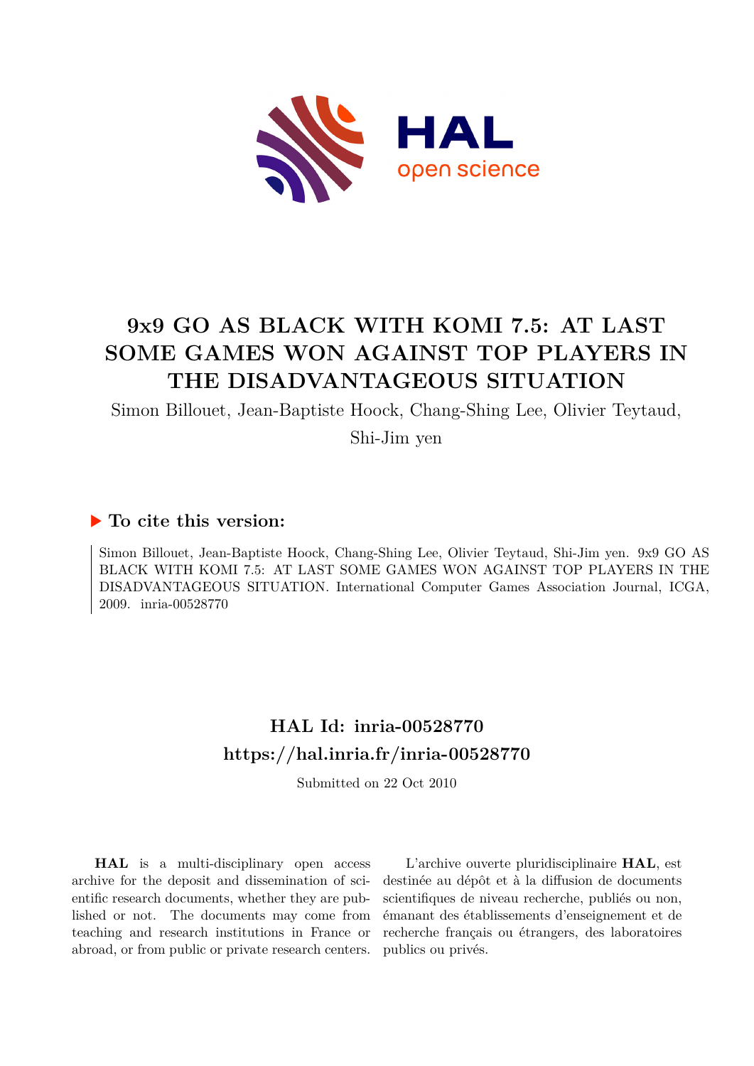# 9x9 GO AS BLACK WITH KOMI 7.5: AT LAST SOME GAMES WON AGAINST TOP PLAYERS IN THE DISADVANTAGEOUS SITUATION

Simon Billouet, Jean-Baptiste Hoock, Chang-Shing Lee, Olivier Teytaud, Shi-Jim yen

## ▶ To cite this version:

Simon Billouet, Jean-Baptiste Hoock, Chang-Shing Lee, Olivier Teytaud, Shi-Jim yen. 9x9 GO AS BLACK WITH KOMI 7.5: AT LAST SOME GAMES WON AGAINST TOP PLAYERS IN THE DISADVANTAGEOUS SITUATION. International Computer Games Association Journal, ICGA, 2009. inria-00528770

## HAL Id: inria-00528770
## https://hal.inria.fr/inria-00528770

Submitted on 22 Oct 2010

**HAL** is a multi-disciplinary open access archive for the deposit and dissemination of scientific research documents, whether they are published or not. The documents may come from teaching and research institutions in France or abroad, or from public or private research centers.

L'archive ouverte pluridisciplinaire **HAL**, est destinée au dépôt et à la diffusion de documents scientifiques de niveau recherche, publiés ou non, émanant des établissements d'enseignement et de recherche français ou étrangers, des laboratoires publics ou privés.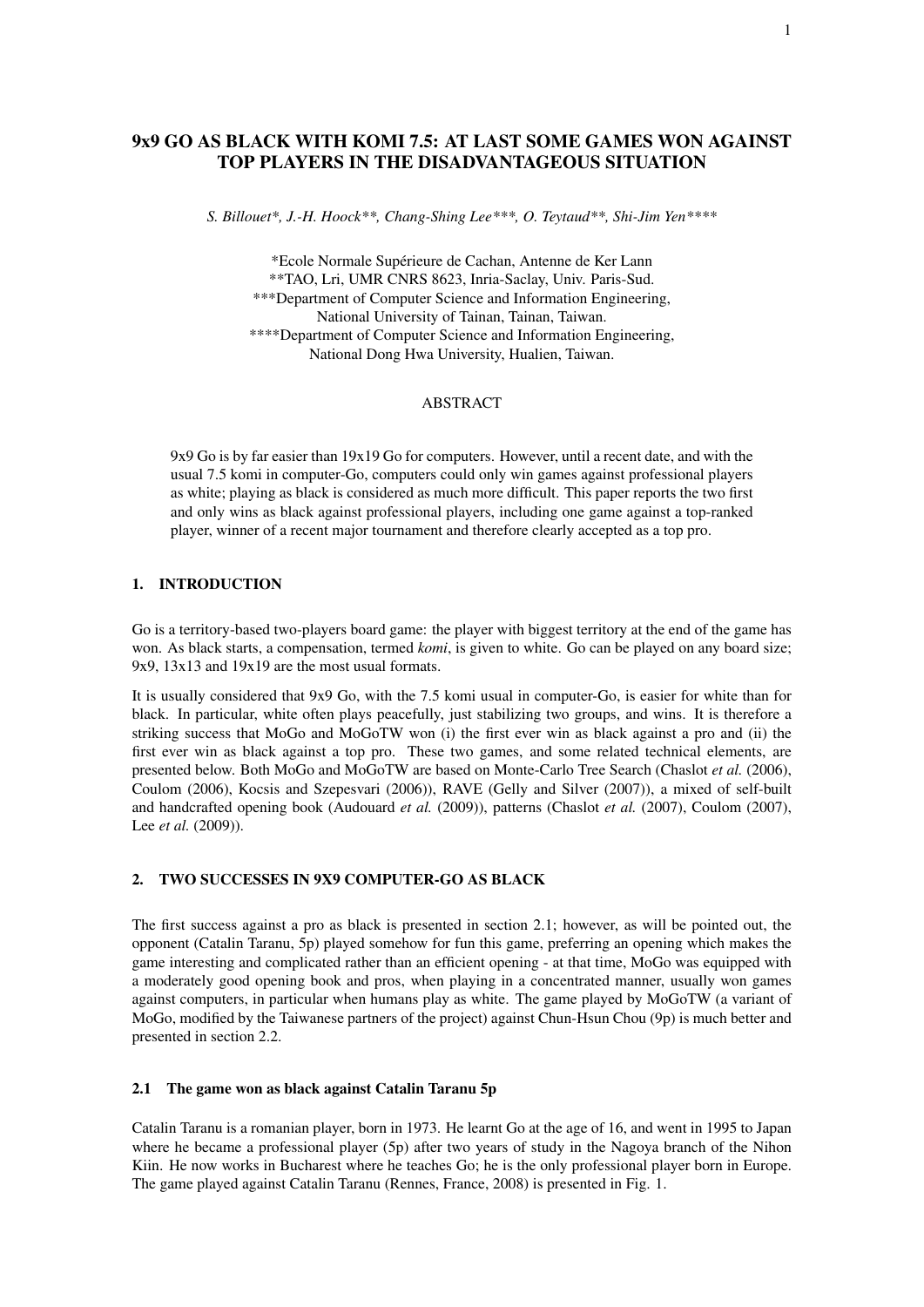# 9x9 GO AS BLACK WITH KOMI 7.5: AT LAST SOME GAMES WON AGAINST TOP PLAYERS IN THE DISADVANTAGEOUS SITUATION

*S. Billouet\*, J.-H. Hoock\*\*, Chang-Shing Lee\*\*\*, O. Teytaud\*\*, Shi-Jim Yen\*\*\*\**

\*Ecole Normale Supérieure de Cachan, Antenne de Ker Lann
\*\*TAO, Lri, UMR CNRS 8623, Inria-Saclay, Univ. Paris-Sud.
\*\*\*Department of Computer Science and Information Engineering, National University of Tainan, Tainan, Taiwan.
\*\*\*\*Department of Computer Science and Information Engineering, National Dong Hwa University, Hualien, Taiwan.

## ABSTRACT

9x9 Go is by far easier than 19x19 Go for computers. However, until a recent date, and with the usual 7.5 komi in computer-Go, computers could only win games against professional players as white; playing as black is considered as much more difficult. This paper reports the two first and only wins as black against professional players, including one game against a top-ranked player, winner of a recent major tournament and therefore clearly accepted as a top pro.

## 1. INTRODUCTION

Go is a territory-based two-players board game: the player with biggest territory at the end of the game has won. As black starts, a compensation, termed *komi*, is given to white. Go can be played on any board size; 9x9, 13x13 and 19x19 are the most usual formats.

It is usually considered that 9x9 Go, with the 7.5 komi usual in computer-Go, is easier for white than for black. In particular, white often plays peacefully, just stabilizing two groups, and wins. It is therefore a striking success that MoGo and MoGoTW won (i) the first ever win as black against a pro and (ii) the first ever win as black against a top pro. These two games, and some related technical elements, are presented below. Both MoGo and MoGoTW are based on Monte-Carlo Tree Search (Chaslot *et al.* (2006), Coulom (2006), Kocsis and Szepesvari (2006)), RAVE (Gelly and Silver (2007)), a mixed of self-built and handcrafted opening book (Audouard *et al.* (2009)), patterns (Chaslot *et al.* (2007), Coulom (2007), Lee *et al.* (2009)).

## 2. TWO SUCCESSES IN 9X9 COMPUTER-GO AS BLACK

The first success against a pro as black is presented in section 2.1; however, as will be pointed out, the opponent (Catalin Taranu, 5p) played somehow for fun this game, preferring an opening which makes the game interesting and complicated rather than an efficient opening - at that time, MoGo was equipped with a moderately good opening book and pros, when playing in a concentrated manner, usually won games against computers, in particular when humans play as white. The game played by MoGoTW (a variant of MoGo, modified by the Taiwanese partners of the project) against Chun-Hsun Chou (9p) is much better and presented in section 2.2.

### 2.1 The game won as black against Catalin Taranu 5p

Catalin Taranu is a romanian player, born in 1973. He learnt Go at the age of 16, and went in 1995 to Japan where he became a professional player (5p) after two years of study in the Nagoya branch of the Nihon Kiin. He now works in Bucharest where he teaches Go; he is the only professional player born in Europe. The game played against Catalin Taranu (Rennes, France, 2008) is presented in Fig. 1.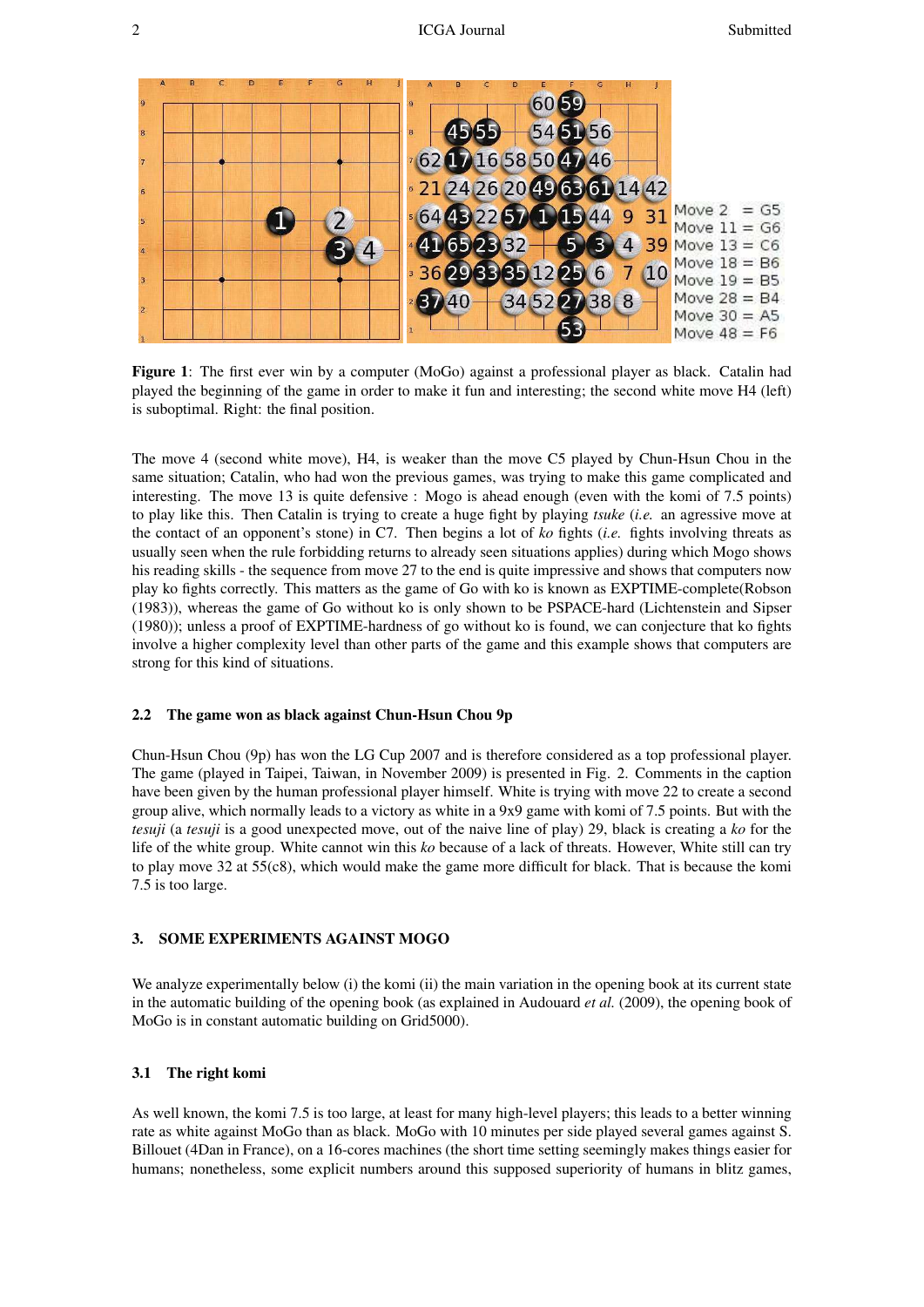Move 2 = G5
Move 11 = G6
Move 13 = C6
Move 18 = B6
Move 19 = B5
Move 28 = B4
Move 30 = A5
Move 48 = F6

**Figure 1**: The first ever win by a computer (MoGo) against a professional player as black. Catalin had played the beginning of the game in order to make it fun and interesting; the second white move H4 (left) is suboptimal. Right: the final position.

The move 4 (second white move), H4, is weaker than the move C5 played by Chun-Hsun Chou in the same situation; Catalin, who had won the previous games, was trying to make this game complicated and interesting. The move 13 is quite defensive : Mogo is ahead enough (even with the komi of 7.5 points) to play like this. Then Catalin is trying to create a huge fight by playing *tsuke* (*i.e.* an agressive move at the contact of an opponent's stone) in C7. Then begins a lot of *ko* fights (*i.e.* fights involving threats as usually seen when the rule forbidding returns to already seen situations applies) during which Mogo shows his reading skills - the sequence from move 27 to the end is quite impressive and shows that computers now play ko fights correctly. This matters as the game of Go with ko is known as EXPTIME-complete(Robson (1983)), whereas the game of Go without ko is only shown to be PSPACE-hard (Lichtenstein and Sipser (1980)); unless a proof of EXPTIME-hardness of go without ko is found, we can conjecture that ko fights involve a higher complexity level than other parts of the game and this example shows that computers are strong for this kind of situations.

### 2.2 The game won as black against Chun-Hsun Chou 9p

Chun-Hsun Chou (9p) has won the LG Cup 2007 and is therefore considered as a top professional player. The game (played in Taipei, Taiwan, in November 2009) is presented in Fig. 2. Comments in the caption have been given by the human professional player himself. White is trying with move 22 to create a second group alive, which normally leads to a victory as white in a 9x9 game with komi of 7.5 points. But with the *tesuji* (a *tesuji* is a good unexpected move, out of the naive line of play) 29, black is creating a *ko* for the life of the white group. White cannot win this *ko* because of a lack of threats. However, White still can try to play move 32 at 55(c8), which would make the game more difficult for black. That is because the komi 7.5 is too large.

## 3. SOME EXPERIMENTS AGAINST MOGO

We analyze experimentally below (i) the komi (ii) the main variation in the opening book at its current state in the automatic building of the opening book (as explained in Audouard *et al.* (2009), the opening book of MoGo is in constant automatic building on Grid5000).

### 3.1 The right komi

As well known, the komi 7.5 is too large, at least for many high-level players; this leads to a better winning rate as white against MoGo than as black. MoGo with 10 minutes per side played several games against S. Billouet (4Dan in France), on a 16-cores machines (the short time setting seemingly makes things easier for humans; nonetheless, some explicit numbers around this supposed superiority of humans in blitz games,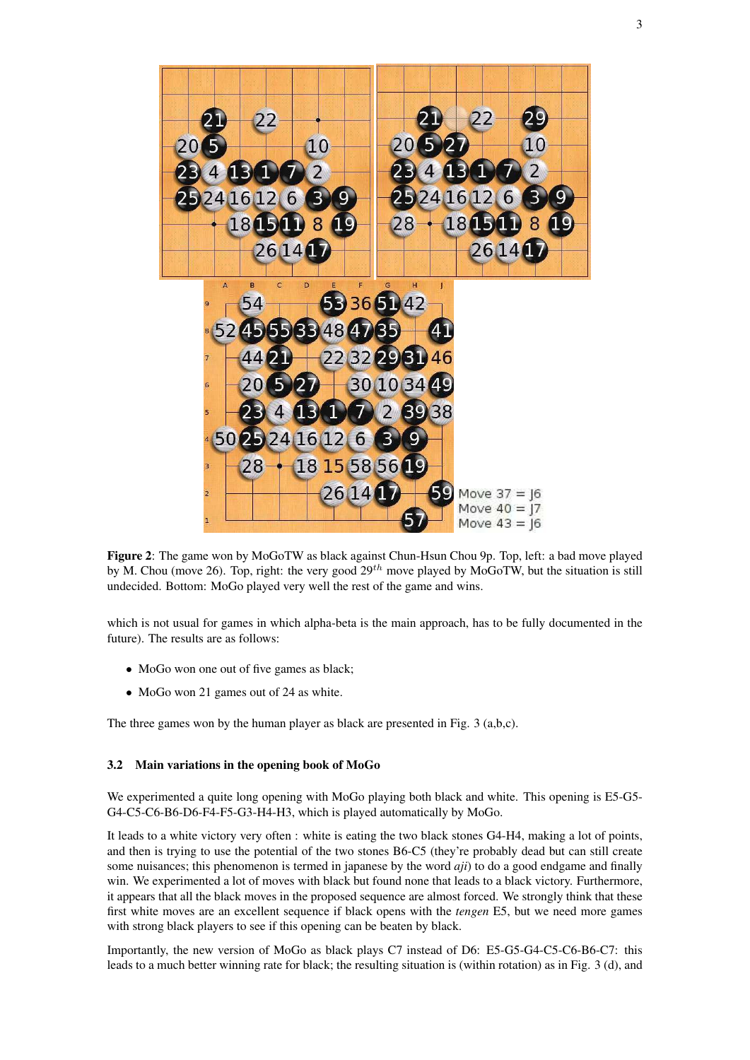Move 37 = J6
Move 40 = J7
Move 43 = J6

**Figure 2**: The game won by MoGoTW as black against Chun-Hsun Chou 9p. Top, left: a bad move played by M. Chou (move 26). Top, right: the very good $29^{th}$ move played by MoGoTW, but the situation is still undecided. Bottom: MoGo played very well the rest of the game and wins.

which is not usual for games in which alpha-beta is the main approach, has to be fully documented in the future). The results are as follows:

- MoGo won one out of five games as black;
- MoGo won 21 games out of 24 as white.

The three games won by the human player as black are presented in Fig. 3 (a,b,c).

### 3.2 Main variations in the opening book of MoGo

We experimented a quite long opening with MoGo playing both black and white. This opening is E5-G5-G4-C5-C6-B6-D6-F4-F5-G3-H4-H3, which is played automatically by MoGo.

It leads to a white victory very often : white is eating the two black stones G4-H4, making a lot of points, and then is trying to use the potential of the two stones B6-C5 (they're probably dead but can still create some nuisances; this phenomenon is termed in japanese by the word *aji*) to do a good endgame and finally win. We experimented a lot of moves with black but found none that leads to a black victory. Furthermore, it appears that all the black moves in the proposed sequence are almost forced. We strongly think that these first white moves are an excellent sequence if black opens with the *tengen* E5, but we need more games with strong black players to see if this opening can be beaten by black.

Importantly, the new version of MoGo as black plays C7 instead of D6: E5-G5-G4-C5-C6-B6-C7: this leads to a much better winning rate for black; the resulting situation is (within rotation) as in Fig. 3 (d), and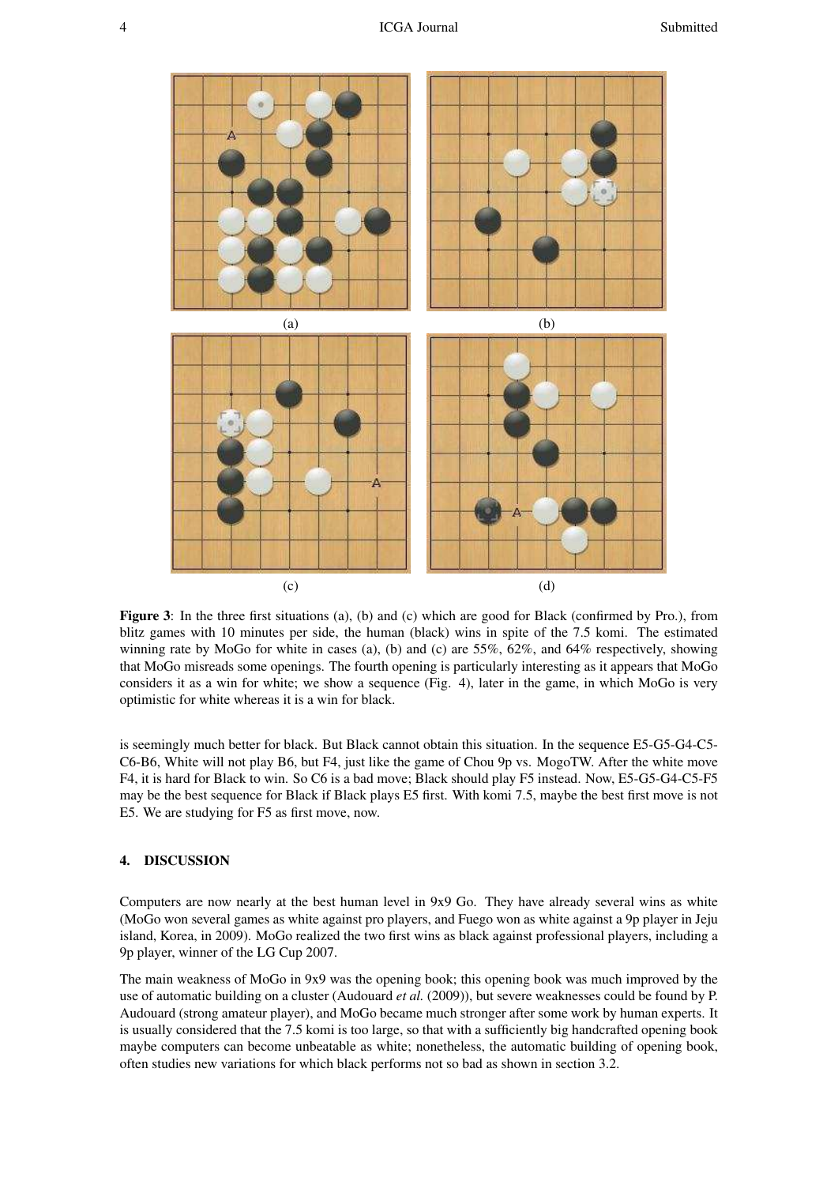**Figure 3**: In the three first situations (a), (b) and (c) which are good for Black (confirmed by Pro.), from blitz games with 10 minutes per side, the human (black) wins in spite of the 7.5 komi. The estimated winning rate by MoGo for white in cases (a), (b) and (c) are 55%, 62%, and 64% respectively, showing that MoGo misreads some openings. The fourth opening is particularly interesting as it appears that MoGo considers it as a win for white; we show a sequence (Fig. 4), later in the game, in which MoGo is very optimistic for white whereas it is a win for black.

is seemingly much better for black. But Black cannot obtain this situation. In the sequence E5-G5-G4-C5-C6-B6, White will not play B6, but F4, just like the game of Chou 9p vs. MogoTW. After the white move F4, it is hard for Black to win. So C6 is a bad move; Black should play F5 instead. Now, E5-G5-G4-C5-F5 may be the best sequence for Black if Black plays E5 first. With komi 7.5, maybe the best first move is not E5. We are studying for F5 as first move, now.

## 4. DISCUSSION

Computers are now nearly at the best human level in 9x9 Go. They have already several wins as white (MoGo won several games as white against pro players, and Fuego won as white against a 9p player in Jeju island, Korea, in 2009). MoGo realized the two first wins as black against professional players, including a 9p player, winner of the LG Cup 2007.

The main weakness of MoGo in 9x9 was the opening book; this opening book was much improved by the use of automatic building on a cluster (Audouard *et al.* (2009)), but severe weaknesses could be found by P. Audouard (strong amateur player), and MoGo became much stronger after some work by human experts. It is usually considered that the 7.5 komi is too large, so that with a sufficiently big handcrafted opening book maybe computers can become unbeatable as white; nonetheless, the automatic building of opening book, often studies new variations for which black performs not so bad as shown in section 3.2.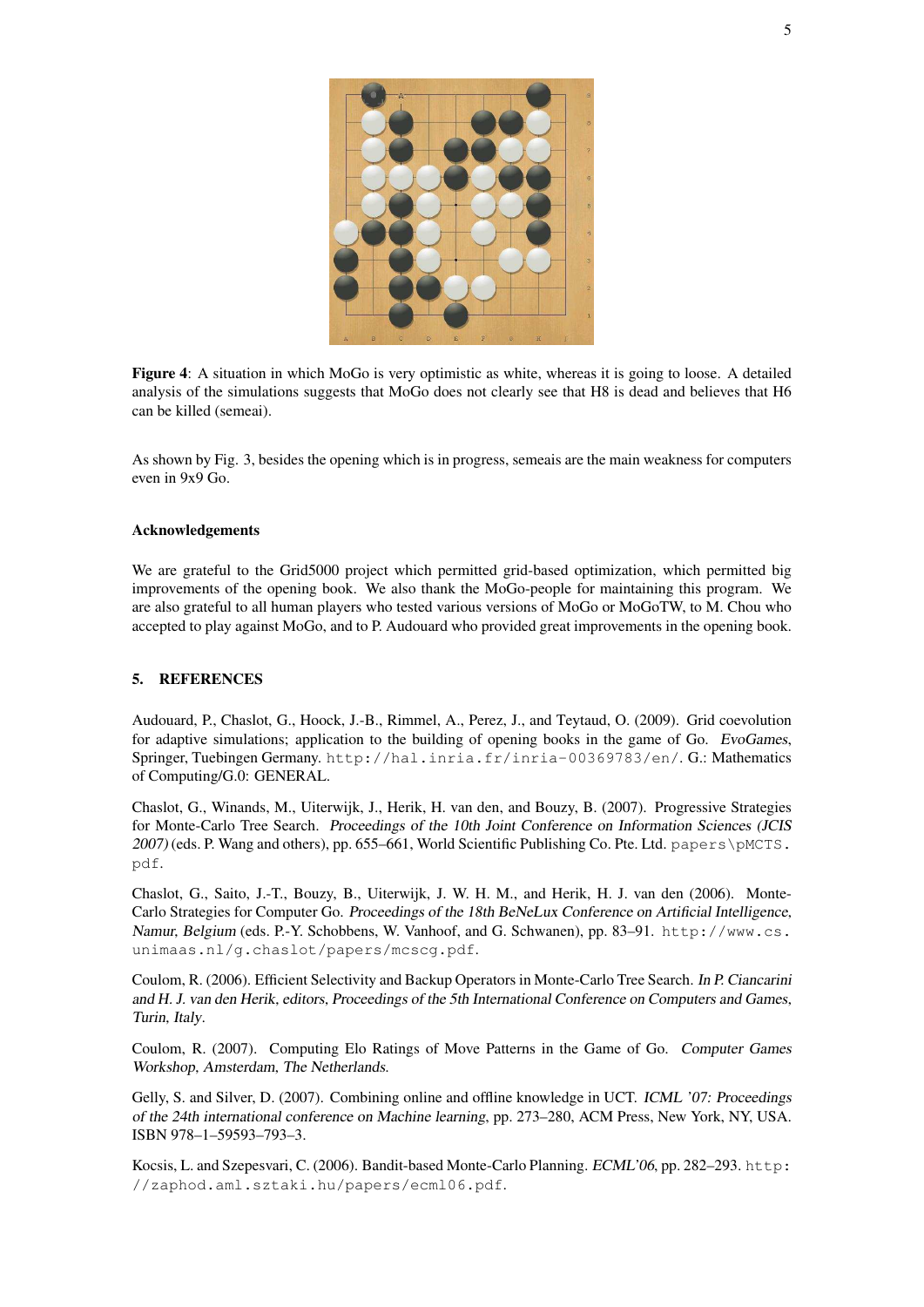**Figure 4**: A situation in which MoGo is very optimistic as white, whereas it is going to loose. A detailed analysis of the simulations suggests that MoGo does not clearly see that H8 is dead and believes that H6 can be killed (semeai).

As shown by Fig. 3, besides the opening which is in progress, semeais are the main weakness for computers even in 9x9 Go.

**Acknowledgements**

We are grateful to the Grid5000 project which permitted grid-based optimization, which permitted big improvements of the opening book. We also thank the MoGo-people for maintaining this program. We are also grateful to all human players who tested various versions of MoGo or MoGoTW, to M. Chou who accepted to play against MoGo, and to P. Audouard who provided great improvements in the opening book.

## 5. REFERENCES

Audouard, P., Chaslot, G., Hoock, J.-B., Rimmel, A., Perez, J., and Teytaud, O. (2009). Grid coevolution for adaptive simulations; application to the building of opening books in the game of Go. *EvoGames*, Springer, Tuebingen Germany. `http://hal.inria.fr/inria-00369783/en/`. G.: Mathematics of Computing/G.0: GENERAL.

Chaslot, G., Winands, M., Uiterwijk, J., Herik, H. van den, and Bouzy, B. (2007). Progressive Strategies for Monte-Carlo Tree Search. *Proceedings of the 10th Joint Conference on Information Sciences (JCIS 2007)* (eds. P. Wang and others), pp. 655–661, World Scientific Publishing Co. Pte. Ltd. `papers\pMCTS.pdf`.

Chaslot, G., Saito, J.-T., Bouzy, B., Uiterwijk, J. W. H. M., and Herik, H. J. van den (2006). Monte-Carlo Strategies for Computer Go. *Proceedings of the 18th BeNeLux Conference on Artificial Intelligence, Namur, Belgium* (eds. P.-Y. Schobbens, W. Vanhoof, and G. Schwanen), pp. 83–91. `http://www.cs.unimaas.nl/g.chaslot/papers/mcscg.pdf`.

Coulom, R. (2006). Efficient Selectivity and Backup Operators in Monte-Carlo Tree Search. *In P. Ciancarini and H. J. van den Herik, editors, Proceedings of the 5th International Conference on Computers and Games, Turin, Italy*.

Coulom, R. (2007). Computing Elo Ratings of Move Patterns in the Game of Go. *Computer Games Workshop, Amsterdam, The Netherlands*.

Gelly, S. and Silver, D. (2007). Combining online and offline knowledge in UCT. *ICML '07: Proceedings of the 24th international conference on Machine learning*, pp. 273–280, ACM Press, New York, NY, USA. ISBN 978–1–59593–793–3.

Kocsis, L. and Szepesvari, C. (2006). Bandit-based Monte-Carlo Planning. *ECML'06*, pp. 282–293. `http://zaphod.aml.sztaki.hu/papers/ecml06.pdf`.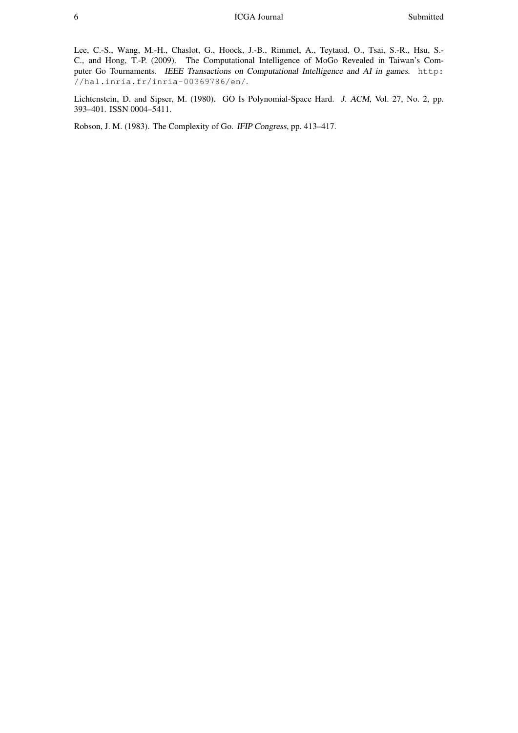Lee, C.-S., Wang, M.-H., Chaslot, G., Hoock, J.-B., Rimmel, A., Teytaud, O., Tsai, S.-R., Hsu, S.-C., and Hong, T.-P. (2009). The Computational Intelligence of MoGo Revealed in Taiwan's Computer Go Tournaments. *IEEE Transactions on Computational Intelligence and AI in games*. http://hal.inria.fr/inria-00369786/en/.

Lichtenstein, D. and Sipser, M. (1980). GO Is Polynomial-Space Hard. *J. ACM*, Vol. 27, No. 2, pp. 393–401. ISSN 0004–5411.

Robson, J. M. (1983). The Complexity of Go. *IFIP Congress*, pp. 413–417.